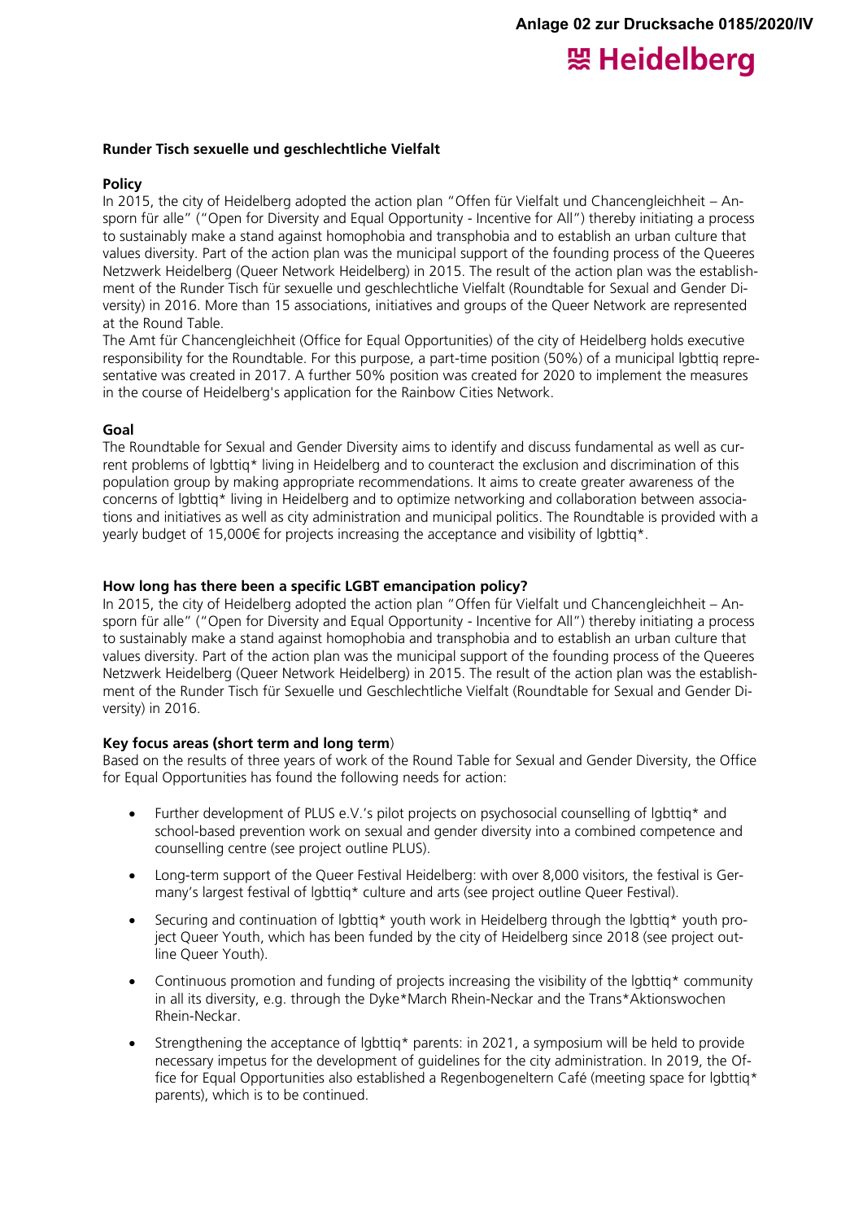Anlage 02 zur Drucksache 0185/2020/IV

**Runder Tisch sexuelle und geschlechtliche Vielfalt**

**Policy**

In 2015, the city of Heidelberg adopted the action plan "Offen für Vielfalt und Chancengleichheit – Ansporn für alle" ("Open for Diversity and Equal Opportunity - Incentive for All") thereby initiating a process to sustainably make a stand against homophobia and transphobia and to establish an urban culture that values diversity. Part of the action plan was the municipal support of the founding process of the Queeres Netzwerk Heidelberg (Queer Network Heidelberg) in 2015. The result of the action plan was the establishment of the Runder Tisch für sexuelle und geschlechtliche Vielfalt (Roundtable for Sexual and Gender Diversity) in 2016. More than 15 associations, initiatives and groups of the Queer Network are represented at the Round Table.

The Amt für Chancengleichheit (Office for Equal Opportunities) of the city of Heidelberg holds executive responsibility for the Roundtable. For this purpose, a part-time position (50%) of a municipal lgbttiq representative was created in 2017. A further 50% position was created for 2020 to implement the measures in the course of Heidelberg's application for the Rainbow Cities Network.

**Goal**

The Roundtable for Sexual and Gender Diversity aims to identify and discuss fundamental as well as current problems of lgbttiq* living in Heidelberg and to counteract the exclusion and discrimination of this population group by making appropriate recommendations. It aims to create greater awareness of the concerns of lgbttiq* living in Heidelberg and to optimize networking and collaboration between associations and initiatives as well as city administration and municipal politics. The Roundtable is provided with a yearly budget of 15,000€ for projects increasing the acceptance and visibility of lgbttiq*.

**How long has there been a specific LGBT emancipation policy?**

In 2015, the city of Heidelberg adopted the action plan "Offen für Vielfalt und Chancengleichheit – Ansporn für alle" ("Open for Diversity and Equal Opportunity - Incentive for All") thereby initiating a process to sustainably make a stand against homophobia and transphobia and to establish an urban culture that values diversity. Part of the action plan was the municipal support of the founding process of the Queeres Netzwerk Heidelberg (Queer Network Heidelberg) in 2015. The result of the action plan was the establishment of the Runder Tisch für Sexuelle und Geschlechtliche Vielfalt (Roundtable for Sexual and Gender Diversity) in 2016.

**Key focus areas (short term and long term**)

Based on the results of three years of work of the Round Table for Sexual and Gender Diversity, the Office for Equal Opportunities has found the following needs for action:

- Further development of PLUS e.V.'s pilot projects on psychosocial counselling of lgbttiq* and school-based prevention work on sexual and gender diversity into a combined competence and counselling centre (see project outline PLUS).
- Long-term support of the Queer Festival Heidelberg: with over 8,000 visitors, the festival is Germany's largest festival of lgbttiq* culture and arts (see project outline Queer Festival).
- Securing and continuation of lgbttiq* youth work in Heidelberg through the lgbttiq* youth project Queer Youth, which has been funded by the city of Heidelberg since 2018 (see project outline Queer Youth).
- Continuous promotion and funding of projects increasing the visibility of the lgbttiq* community in all its diversity, e.g. through the Dyke*March Rhein-Neckar and the Trans*Aktionswochen Rhein-Neckar.
- Strengthening the acceptance of lgbttiq* parents: in 2021, a symposium will be held to provide necessary impetus for the development of guidelines for the city administration. In 2019, the Office for Equal Opportunities also established a Regenbogeneltern Café (meeting space for lgbttiq* parents), which is to be continued.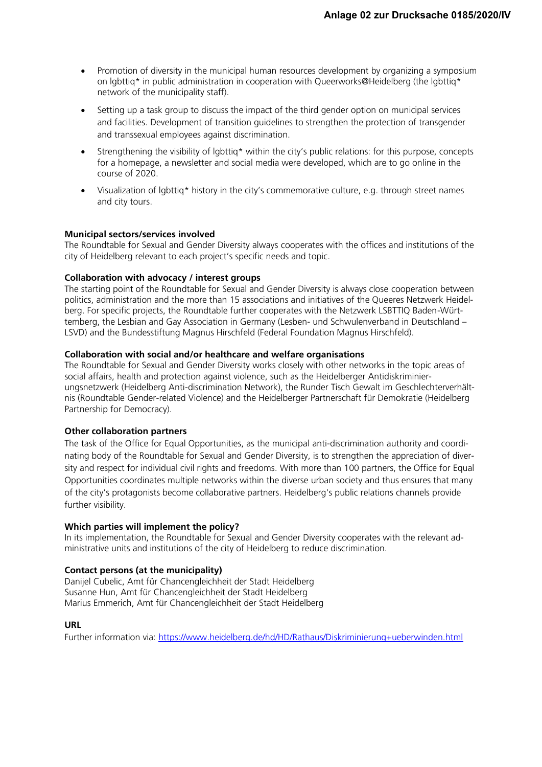- Promotion of diversity in the municipal human resources development by organizing a symposium on lgbttiq* in public administration in cooperation with Queerworks@Heidelberg (the lgbttiq* network of the municipality staff).
- Setting up a task group to discuss the impact of the third gender option on municipal services and facilities. Development of transition guidelines to strengthen the protection of transgender and transsexual employees against discrimination.
- Strengthening the visibility of lgbttiq* within the city's public relations: for this purpose, concepts for a homepage, a newsletter and social media were developed, which are to go online in the course of 2020.
- Visualization of lgbttiq* history in the city's commemorative culture, e.g. through street names and city tours.

**Municipal sectors/services involved**
The Roundtable for Sexual and Gender Diversity always cooperates with the offices and institutions of the city of Heidelberg relevant to each project's specific needs and topic.

**Collaboration with advocacy / interest groups**
The starting point of the Roundtable for Sexual and Gender Diversity is always close cooperation between politics, administration and the more than 15 associations and initiatives of the Queeres Netzwerk Heidelberg. For specific projects, the Roundtable further cooperates with the Netzwerk LSBTTIQ Baden-Württemberg, the Lesbian and Gay Association in Germany (Lesben- und Schwulenverband in Deutschland – LSVD) and the Bundesstiftung Magnus Hirschfeld (Federal Foundation Magnus Hirschfeld).

**Collaboration with social and/or healthcare and welfare organisations**
The Roundtable for Sexual and Gender Diversity works closely with other networks in the topic areas of social affairs, health and protection against violence, such as the Heidelberger Antidiskriminierungsnetzwerk (Heidelberg Anti-discrimination Network), the Runder Tisch Gewalt im Geschlechterverhältnis (Roundtable Gender-related Violence) and the Heidelberger Partnerschaft für Demokratie (Heidelberg Partnership for Democracy).

**Other collaboration partners**
The task of the Office for Equal Opportunities, as the municipal anti-discrimination authority and coordinating body of the Roundtable for Sexual and Gender Diversity, is to strengthen the appreciation of diversity and respect for individual civil rights and freedoms. With more than 100 partners, the Office for Equal Opportunities coordinates multiple networks within the diverse urban society and thus ensures that many of the city's protagonists become collaborative partners. Heidelberg's public relations channels provide further visibility.

**Which parties will implement the policy?**
In its implementation, the Roundtable for Sexual and Gender Diversity cooperates with the relevant administrative units and institutions of the city of Heidelberg to reduce discrimination.

**Contact persons (at the municipality)**
Danijel Cubelic, Amt für Chancengleichheit der Stadt Heidelberg
Susanne Hun, Amt für Chancengleichheit der Stadt Heidelberg
Marius Emmerich, Amt für Chancengleichheit der Stadt Heidelberg

**URL**
Further information via: https://www.heidelberg.de/hd/HD/Rathaus/Diskriminierung+ueberwinden.html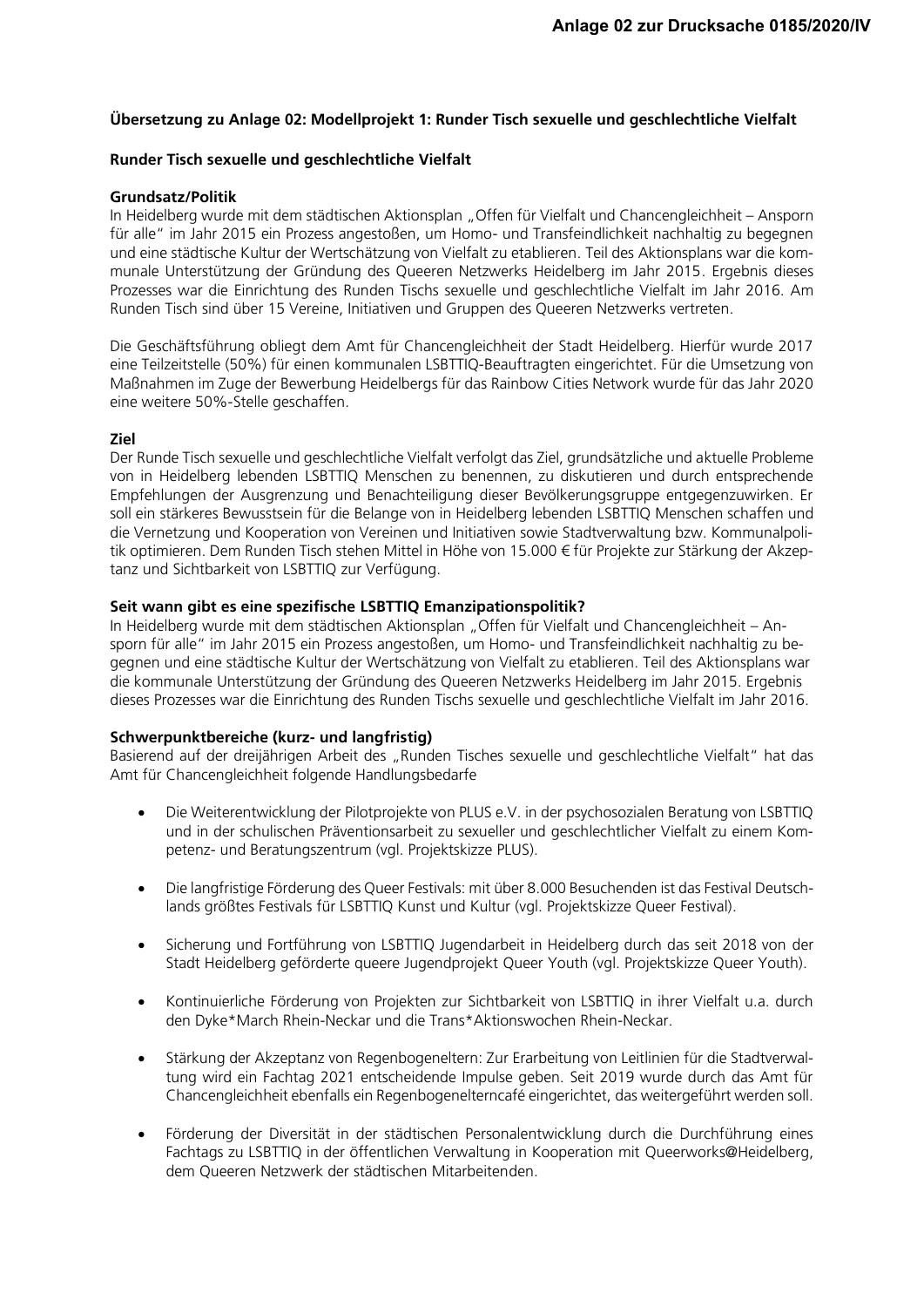**Übersetzung zu Anlage 02: Modellprojekt 1: Runder Tisch sexuelle und geschlechtliche Vielfalt**

**Runder Tisch sexuelle und geschlechtliche Vielfalt**

**Grundsatz/Politik**

In Heidelberg wurde mit dem städtischen Aktionsplan „Offen für Vielfalt und Chancengleichheit – Ansporn für alle" im Jahr 2015 ein Prozess angestoßen, um Homo- und Transfeindlichkeit nachhaltig zu begegnen und eine städtische Kultur der Wertschätzung von Vielfalt zu etablieren. Teil des Aktionsplans war die kommunale Unterstützung der Gründung des Queeren Netzwerks Heidelberg im Jahr 2015. Ergebnis dieses Prozesses war die Einrichtung des Runden Tischs sexuelle und geschlechtliche Vielfalt im Jahr 2016. Am Runden Tisch sind über 15 Vereine, Initiativen und Gruppen des Queeren Netzwerks vertreten.

Die Geschäftsführung obliegt dem Amt für Chancengleichheit der Stadt Heidelberg. Hierfür wurde 2017 eine Teilzeitstelle (50%) für einen kommunalen LSBTTIQ-Beauftragten eingerichtet. Für die Umsetzung von Maßnahmen im Zuge der Bewerbung Heidelbergs für das Rainbow Cities Network wurde für das Jahr 2020 eine weitere 50%-Stelle geschaffen.

**Ziel**

Der Runde Tisch sexuelle und geschlechtliche Vielfalt verfolgt das Ziel, grundsätzliche und aktuelle Probleme von in Heidelberg lebenden LSBTTIQ Menschen zu benennen, zu diskutieren und durch entsprechende Empfehlungen der Ausgrenzung und Benachteiligung dieser Bevölkerungsgruppe entgegenzuwirken. Er soll ein stärkeres Bewusstsein für die Belange von in Heidelberg lebenden LSBTTIQ Menschen schaffen und die Vernetzung und Kooperation von Vereinen und Initiativen sowie Stadtverwaltung bzw. Kommunalpolitik optimieren. Dem Runden Tisch stehen Mittel in Höhe von 15.000 € für Projekte zur Stärkung der Akzeptanz und Sichtbarkeit von LSBTTIQ zur Verfügung.

**Seit wann gibt es eine spezifische LSBTTIQ Emanzipationspolitik?**

In Heidelberg wurde mit dem städtischen Aktionsplan „Offen für Vielfalt und Chancengleichheit – Ansporn für alle" im Jahr 2015 ein Prozess angestoßen, um Homo- und Transfeindlichkeit nachhaltig zu begegnen und eine städtische Kultur der Wertschätzung von Vielfalt zu etablieren. Teil des Aktionsplans war die kommunale Unterstützung der Gründung des Queeren Netzwerks Heidelberg im Jahr 2015. Ergebnis dieses Prozesses war die Einrichtung des Runden Tischs sexuelle und geschlechtliche Vielfalt im Jahr 2016.

**Schwerpunktbereiche (kurz- und langfristig)**

Basierend auf der dreijährigen Arbeit des „Runden Tisches sexuelle und geschlechtliche Vielfalt" hat das Amt für Chancengleichheit folgende Handlungsbedarfe

- Die Weiterentwicklung der Pilotprojekte von PLUS e.V. in der psychosozialen Beratung von LSBTTIQ und in der schulischen Präventionsarbeit zu sexueller und geschlechtlicher Vielfalt zu einem Kompetenz- und Beratungszentrum (vgl. Projektskizze PLUS).

- Die langfristige Förderung des Queer Festivals: mit über 8.000 Besuchenden ist das Festival Deutschlands größtes Festivals für LSBTTIQ Kunst und Kultur (vgl. Projektskizze Queer Festival).

- Sicherung und Fortführung von LSBTTIQ Jugendarbeit in Heidelberg durch das seit 2018 von der Stadt Heidelberg geförderte queere Jugendprojekt Queer Youth (vgl. Projektskizze Queer Youth).

- Kontinuierliche Förderung von Projekten zur Sichtbarkeit von LSBTTIQ in ihrer Vielfalt u.a. durch den Dyke*March Rhein-Neckar und die Trans*Aktionswochen Rhein-Neckar.

- Stärkung der Akzeptanz von Regenbogeneltern: Zur Erarbeitung von Leitlinien für die Stadtverwaltung wird ein Fachtag 2021 entscheidende Impulse geben. Seit 2019 wurde durch das Amt für Chancengleichheit ebenfalls ein Regenbogenelterncafé eingerichtet, das weitergeführt werden soll.

- Förderung der Diversität in der städtischen Personalentwicklung durch die Durchführung eines Fachtags zu LSBTTIQ in der öffentlichen Verwaltung in Kooperation mit Queerworks@Heidelberg, dem Queeren Netzwerk der städtischen Mitarbeitenden.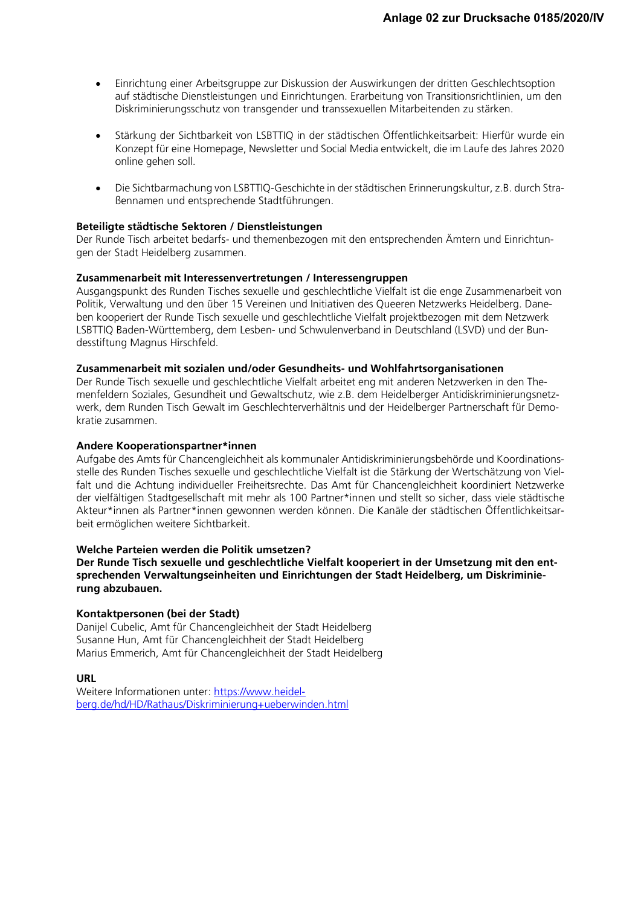- Einrichtung einer Arbeitsgruppe zur Diskussion der Auswirkungen der dritten Geschlechtsoption auf städtische Dienstleistungen und Einrichtungen. Erarbeitung von Transitionsrichtlinien, um den Diskriminierungsschutz von transgender und transsexuellen Mitarbeitenden zu stärken.

- Stärkung der Sichtbarkeit von LSBTTIQ in der städtischen Öffentlichkeitsarbeit: Hierfür wurde ein Konzept für eine Homepage, Newsletter und Social Media entwickelt, die im Laufe des Jahres 2020 online gehen soll.

- Die Sichtbarmachung von LSBTTIQ-Geschichte in der städtischen Erinnerungskultur, z.B. durch Straßennamen und entsprechende Stadtführungen.

**Beteiligte städtische Sektoren / Dienstleistungen**
Der Runde Tisch arbeitet bedarfs- und themenbezogen mit den entsprechenden Ämtern und Einrichtungen der Stadt Heidelberg zusammen.

**Zusammenarbeit mit Interessenvertretungen / Interessengruppen**
Ausgangspunkt des Runden Tisches sexuelle und geschlechtliche Vielfalt ist die enge Zusammenarbeit von Politik, Verwaltung und den über 15 Vereinen und Initiativen des Queeren Netzwerks Heidelberg. Daneben kooperiert der Runde Tisch sexuelle und geschlechtliche Vielfalt projektbezogen mit dem Netzwerk LSBTTIQ Baden-Württemberg, dem Lesben- und Schwulenverband in Deutschland (LSVD) und der Bundesstiftung Magnus Hirschfeld.

**Zusammenarbeit mit sozialen und/oder Gesundheits- und Wohlfahrtsorganisationen**
Der Runde Tisch sexuelle und geschlechtliche Vielfalt arbeitet eng mit anderen Netzwerken in den Themenfeldern Soziales, Gesundheit und Gewaltschutz, wie z.B. dem Heidelberger Antidiskriminierungsnetzwerk, dem Runden Tisch Gewalt im Geschlechterverhältnis und der Heidelberger Partnerschaft für Demokratie zusammen.

**Andere Kooperationspartner*innen**
Aufgabe des Amts für Chancengleichheit als kommunaler Antidiskriminierungsbehörde und Koordinationsstelle des Runden Tisches sexuelle und geschlechtliche Vielfalt ist die Stärkung der Wertschätzung von Vielfalt und die Achtung individueller Freiheitsrechte. Das Amt für Chancengleichheit koordiniert Netzwerke der vielfältigen Stadtgesellschaft mit mehr als 100 Partner*innen und stellt so sicher, dass viele städtische Akteur*innen als Partner*innen gewonnen werden können. Die Kanäle der städtischen Öffentlichkeitsarbeit ermöglichen weitere Sichtbarkeit.

**Welche Parteien werden die Politik umsetzen?**
**Der Runde Tisch sexuelle und geschlechtliche Vielfalt kooperiert in der Umsetzung mit den entsprechenden Verwaltungseinheiten und Einrichtungen der Stadt Heidelberg, um Diskriminierung abzubauen.**

**Kontaktpersonen (bei der Stadt)**
Danijel Cubelic, Amt für Chancengleichheit der Stadt Heidelberg
Susanne Hun, Amt für Chancengleichheit der Stadt Heidelberg
Marius Emmerich, Amt für Chancengleichheit der Stadt Heidelberg

**URL**
Weitere Informationen unter: [https://www.heidelberg.de/hd/HD/Rathaus/Diskriminierung+ueberwinden.html](https://www.heidelberg.de/hd/HD/Rathaus/Diskriminierung+ueberwinden.html)